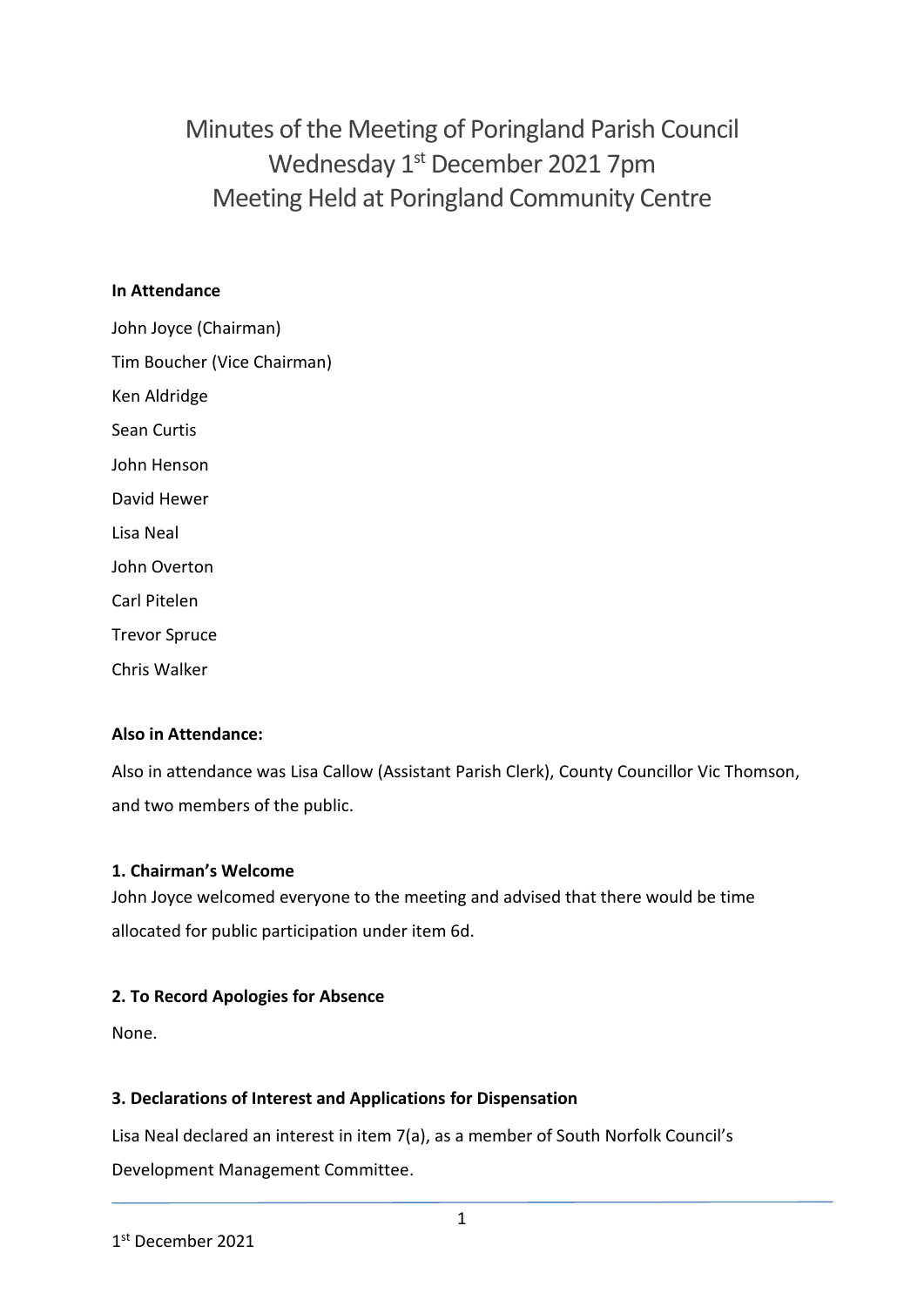# Minutes of the Meeting of Poringland Parish Council
# Wednesday 1st December 2021 7pm
# Meeting Held at Poringland Community Centre

**In Attendance**

John Joyce (Chairman)

Tim Boucher (Vice Chairman)

Ken Aldridge

Sean Curtis

John Henson

David Hewer

Lisa Neal

John Overton

Carl Pitelen

Trevor Spruce

Chris Walker

**Also in Attendance:**

Also in attendance was Lisa Callow (Assistant Parish Clerk), County Councillor Vic Thomson, and two members of the public.

**1. Chairman's Welcome**

John Joyce welcomed everyone to the meeting and advised that there would be time allocated for public participation under item 6d.

**2. To Record Apologies for Absence**

None.

**3. Declarations of Interest and Applications for Dispensation**

Lisa Neal declared an interest in item 7(a), as a member of South Norfolk Council's Development Management Committee.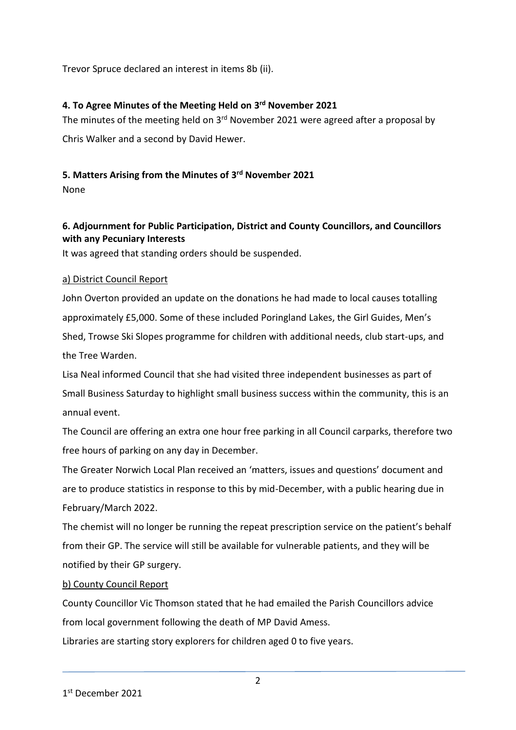Trevor Spruce declared an interest in items 8b (ii).

## 4. To Agree Minutes of the Meeting Held on 3rd November 2021

The minutes of the meeting held on 3rd November 2021 were agreed after a proposal by Chris Walker and a second by David Hewer.

## 5. Matters Arising from the Minutes of 3rd November 2021

None

## 6. Adjournment for Public Participation, District and County Councillors, and Councillors with any Pecuniary Interests

It was agreed that standing orders should be suspended.

a) District Council Report

John Overton provided an update on the donations he had made to local causes totalling approximately £5,000. Some of these included Poringland Lakes, the Girl Guides, Men's Shed, Trowse Ski Slopes programme for children with additional needs, club start-ups, and the Tree Warden.

Lisa Neal informed Council that she had visited three independent businesses as part of Small Business Saturday to highlight small business success within the community, this is an annual event.

The Council are offering an extra one hour free parking in all Council carparks, therefore two free hours of parking on any day in December.

The Greater Norwich Local Plan received an 'matters, issues and questions' document and are to produce statistics in response to this by mid-December, with a public hearing due in February/March 2022.

The chemist will no longer be running the repeat prescription service on the patient's behalf from their GP. The service will still be available for vulnerable patients, and they will be notified by their GP surgery.

b) County Council Report

County Councillor Vic Thomson stated that he had emailed the Parish Councillors advice from local government following the death of MP David Amess.

Libraries are starting story explorers for children aged 0 to five years.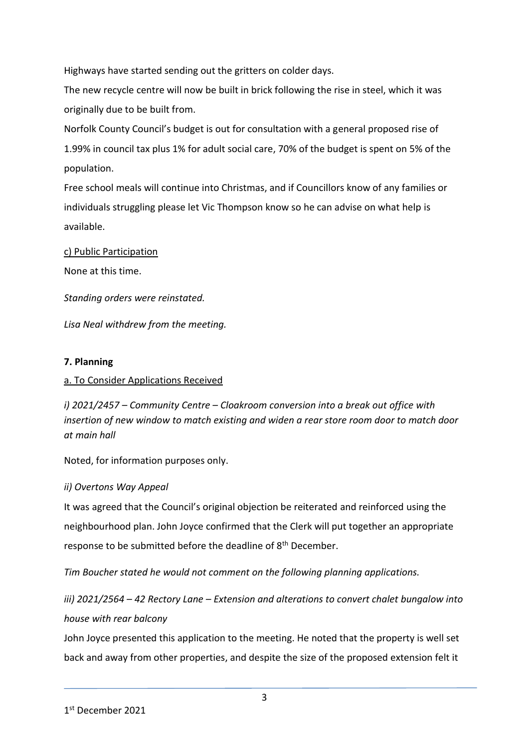Highways have started sending out the gritters on colder days.

The new recycle centre will now be built in brick following the rise in steel, which it was originally due to be built from.

Norfolk County Council's budget is out for consultation with a general proposed rise of 1.99% in council tax plus 1% for adult social care, 70% of the budget is spent on 5% of the population.

Free school meals will continue into Christmas, and if Councillors know of any families or individuals struggling please let Vic Thompson know so he can advise on what help is available.

c) Public Participation

None at this time.

*Standing orders were reinstated.*

*Lisa Neal withdrew from the meeting.*

**7. Planning**

a. To Consider Applications Received

*i) 2021/2457 – Community Centre – Cloakroom conversion into a break out office with insertion of new window to match existing and widen a rear store room door to match door at main hall*

Noted, for information purposes only.

*ii) Overtons Way Appeal*

It was agreed that the Council's original objection be reiterated and reinforced using the neighbourhood plan. John Joyce confirmed that the Clerk will put together an appropriate response to be submitted before the deadline of 8th December.

*Tim Boucher stated he would not comment on the following planning applications.*

*iii) 2021/2564 – 42 Rectory Lane – Extension and alterations to convert chalet bungalow into house with rear balcony*

John Joyce presented this application to the meeting. He noted that the property is well set back and away from other properties, and despite the size of the proposed extension felt it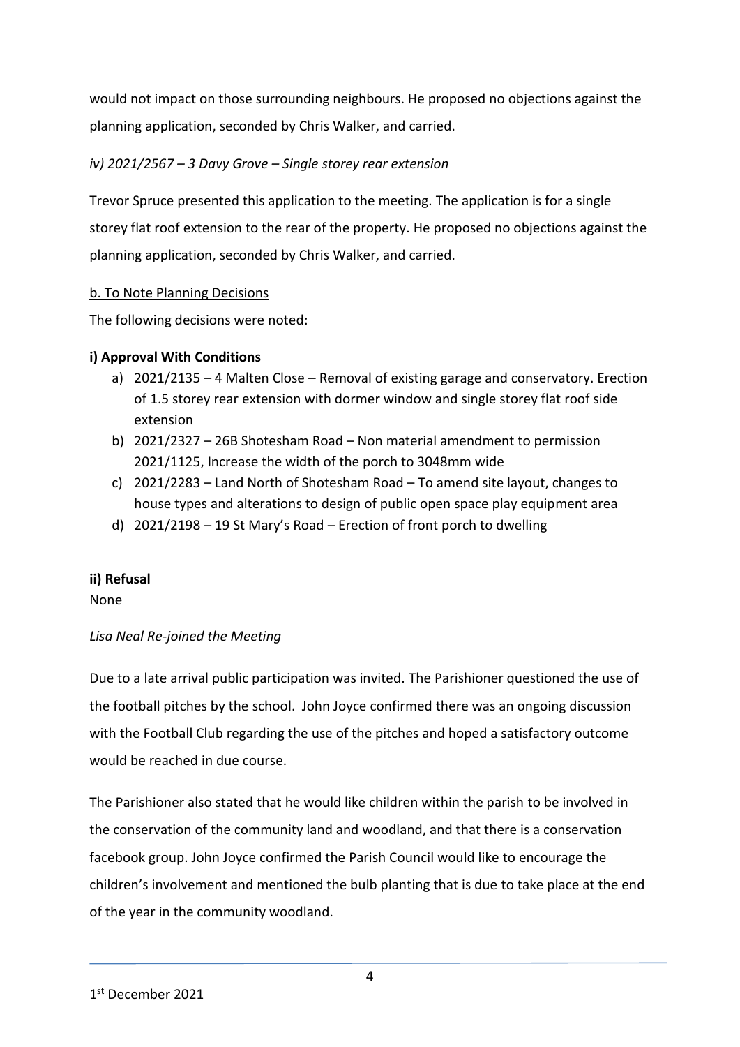would not impact on those surrounding neighbours. He proposed no objections against the planning application, seconded by Chris Walker, and carried.

*iv) 2021/2567 – 3 Davy Grove – Single storey rear extension*

Trevor Spruce presented this application to the meeting. The application is for a single storey flat roof extension to the rear of the property. He proposed no objections against the planning application, seconded by Chris Walker, and carried.

<u>b. To Note Planning Decisions</u>

The following decisions were noted:

**i) Approval With Conditions**

a) 2021/2135 – 4 Malten Close – Removal of existing garage and conservatory. Erection of 1.5 storey rear extension with dormer window and single storey flat roof side extension
b) 2021/2327 – 26B Shotesham Road – Non material amendment to permission 2021/1125, Increase the width of the porch to 3048mm wide
c) 2021/2283 – Land North of Shotesham Road – To amend site layout, changes to house types and alterations to design of public open space play equipment area
d) 2021/2198 – 19 St Mary's Road – Erection of front porch to dwelling

**ii) Refusal**

None

*Lisa Neal Re-joined the Meeting*

Due to a late arrival public participation was invited. The Parishioner questioned the use of the football pitches by the school. John Joyce confirmed there was an ongoing discussion with the Football Club regarding the use of the pitches and hoped a satisfactory outcome would be reached in due course.

The Parishioner also stated that he would like children within the parish to be involved in the conservation of the community land and woodland, and that there is a conservation facebook group. John Joyce confirmed the Parish Council would like to encourage the children's involvement and mentioned the bulb planting that is due to take place at the end of the year in the community woodland.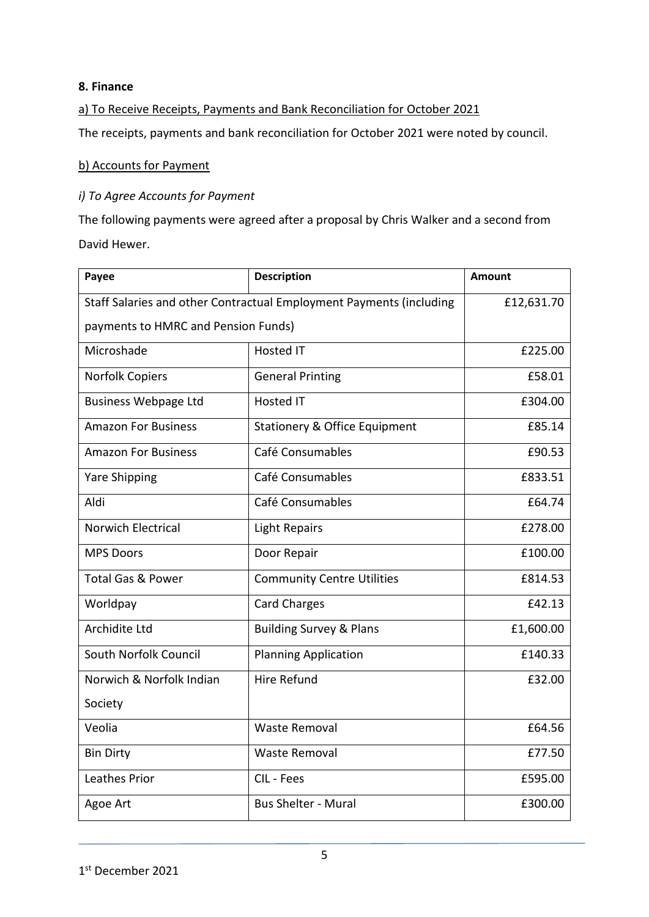**8. Finance**

a) To Receive Receipts, Payments and Bank Reconciliation for October 2021

The receipts, payments and bank reconciliation for October 2021 were noted by council.

b) Accounts for Payment

*i) To Agree Accounts for Payment*

The following payments were agreed after a proposal by Chris Walker and a second from David Hewer.

| Payee | Description | Amount |
|---|---|---|
| Staff Salaries and other Contractual Employment Payments (including payments to HMRC and Pension Funds) | | £12,631.70 |
| Microshade | Hosted IT | £225.00 |
| Norfolk Copiers | General Printing | £58.01 |
| Business Webpage Ltd | Hosted IT | £304.00 |
| Amazon For Business | Stationery & Office Equipment | £85.14 |
| Amazon For Business | Café Consumables | £90.53 |
| Yare Shipping | Café Consumables | £833.51 |
| Aldi | Café Consumables | £64.74 |
| Norwich Electrical | Light Repairs | £278.00 |
| MPS Doors | Door Repair | £100.00 |
| Total Gas & Power | Community Centre Utilities | £814.53 |
| Worldpay | Card Charges | £42.13 |
| Archidite Ltd | Building Survey & Plans | £1,600.00 |
| South Norfolk Council | Planning Application | £140.33 |
| Norwich & Norfolk Indian Society | Hire Refund | £32.00 |
| Veolia | Waste Removal | £64.56 |
| Bin Dirty | Waste Removal | £77.50 |
| Leathes Prior | CIL - Fees | £595.00 |
| Agoe Art | Bus Shelter - Mural | £300.00 |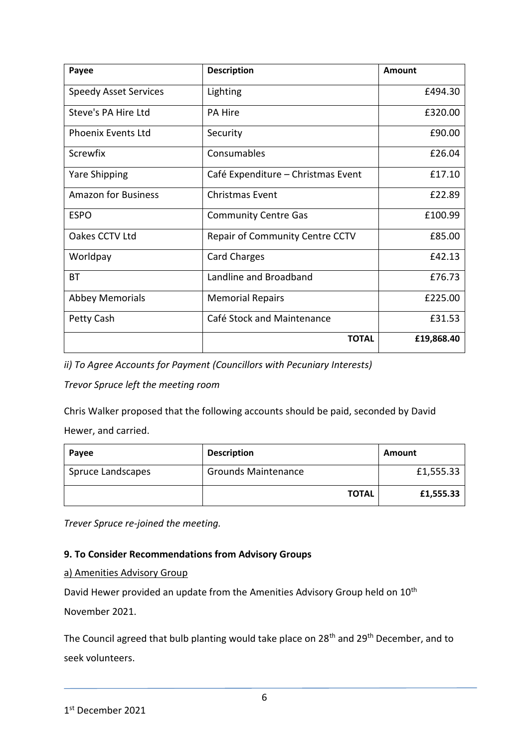| Payee | Description | Amount |
|---|---|---|
| Speedy Asset Services | Lighting | £494.30 |
| Steve's PA Hire Ltd | PA Hire | £320.00 |
| Phoenix Events Ltd | Security | £90.00 |
| Screwfix | Consumables | £26.04 |
| Yare Shipping | Café Expenditure – Christmas Event | £17.10 |
| Amazon for Business | Christmas Event | £22.89 |
| ESPO | Community Centre Gas | £100.99 |
| Oakes CCTV Ltd | Repair of Community Centre CCTV | £85.00 |
| Worldpay | Card Charges | £42.13 |
| BT | Landline and Broadband | £76.73 |
| Abbey Memorials | Memorial Repairs | £225.00 |
| Petty Cash | Café Stock and Maintenance | £31.53 |
| | **TOTAL** | **£19,868.40** |

*ii) To Agree Accounts for Payment (Councillors with Pecuniary Interests)*

*Trevor Spruce left the meeting room*

Chris Walker proposed that the following accounts should be paid, seconded by David Hewer, and carried.

| Payee | Description | Amount |
|---|---|---|
| Spruce Landscapes | Grounds Maintenance | £1,555.33 |
| | **TOTAL** | **£1,555.33** |

*Trever Spruce re-joined the meeting.*

**9. To Consider Recommendations from Advisory Groups**

a) Amenities Advisory Group

David Hewer provided an update from the Amenities Advisory Group held on 10th November 2021.

The Council agreed that bulb planting would take place on 28th and 29th December, and to seek volunteers.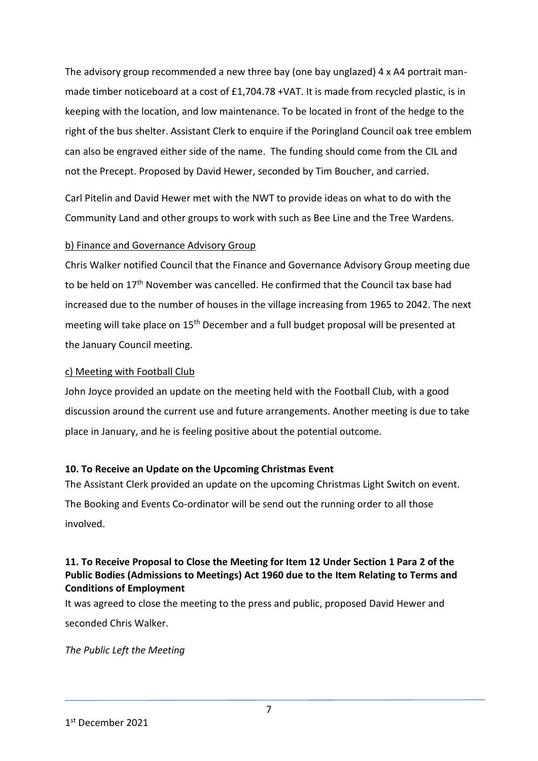The advisory group recommended a new three bay (one bay unglazed) 4 x A4 portrait man-made timber noticeboard at a cost of £1,704.78 +VAT. It is made from recycled plastic, is in keeping with the location, and low maintenance. To be located in front of the hedge to the right of the bus shelter. Assistant Clerk to enquire if the Poringland Council oak tree emblem can also be engraved either side of the name. The funding should come from the CIL and not the Precept. Proposed by David Hewer, seconded by Tim Boucher, and carried.

Carl Pitelin and David Hewer met with the NWT to provide ideas on what to do with the Community Land and other groups to work with such as Bee Line and the Tree Wardens.

b) Finance and Governance Advisory Group

Chris Walker notified Council that the Finance and Governance Advisory Group meeting due to be held on 17th November was cancelled. He confirmed that the Council tax base had increased due to the number of houses in the village increasing from 1965 to 2042. The next meeting will take place on 15th December and a full budget proposal will be presented at the January Council meeting.

c) Meeting with Football Club

John Joyce provided an update on the meeting held with the Football Club, with a good discussion around the current use and future arrangements. Another meeting is due to take place in January, and he is feeling positive about the potential outcome.

**10. To Receive an Update on the Upcoming Christmas Event**

The Assistant Clerk provided an update on the upcoming Christmas Light Switch on event. The Booking and Events Co-ordinator will be send out the running order to all those involved.

**11. To Receive Proposal to Close the Meeting for Item 12 Under Section 1 Para 2 of the Public Bodies (Admissions to Meetings) Act 1960 due to the Item Relating to Terms and Conditions of Employment**

It was agreed to close the meeting to the press and public, proposed David Hewer and seconded Chris Walker.

*The Public Left the Meeting*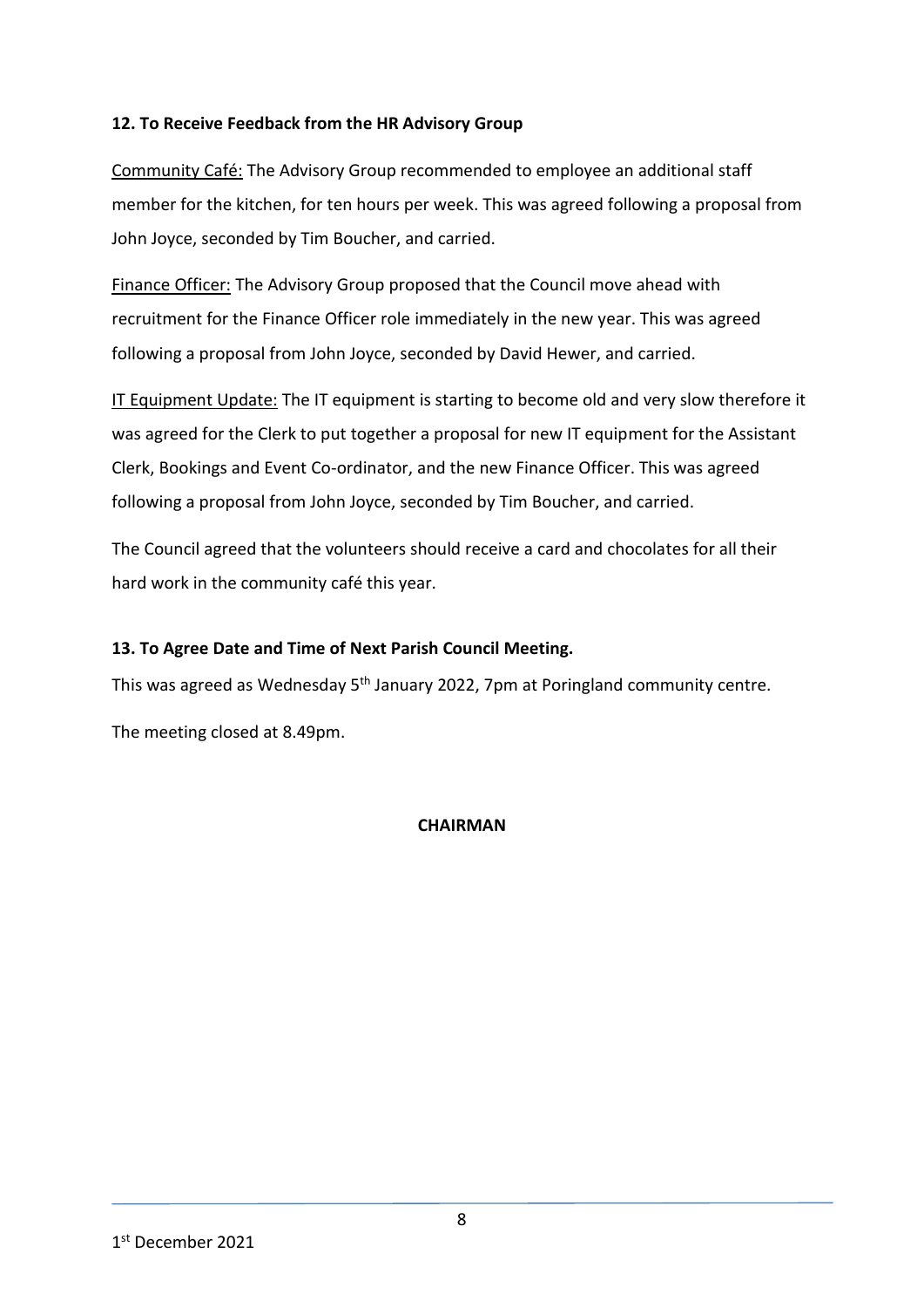**12. To Receive Feedback from the HR Advisory Group**

Community Café: The Advisory Group recommended to employee an additional staff member for the kitchen, for ten hours per week. This was agreed following a proposal from John Joyce, seconded by Tim Boucher, and carried.

Finance Officer: The Advisory Group proposed that the Council move ahead with recruitment for the Finance Officer role immediately in the new year. This was agreed following a proposal from John Joyce, seconded by David Hewer, and carried.

IT Equipment Update: The IT equipment is starting to become old and very slow therefore it was agreed for the Clerk to put together a proposal for new IT equipment for the Assistant Clerk, Bookings and Event Co-ordinator, and the new Finance Officer. This was agreed following a proposal from John Joyce, seconded by Tim Boucher, and carried.

The Council agreed that the volunteers should receive a card and chocolates for all their hard work in the community café this year.

**13. To Agree Date and Time of Next Parish Council Meeting.**

This was agreed as Wednesday 5th January 2022, 7pm at Poringland community centre.

The meeting closed at 8.49pm.

**CHAIRMAN**

1st December 2021